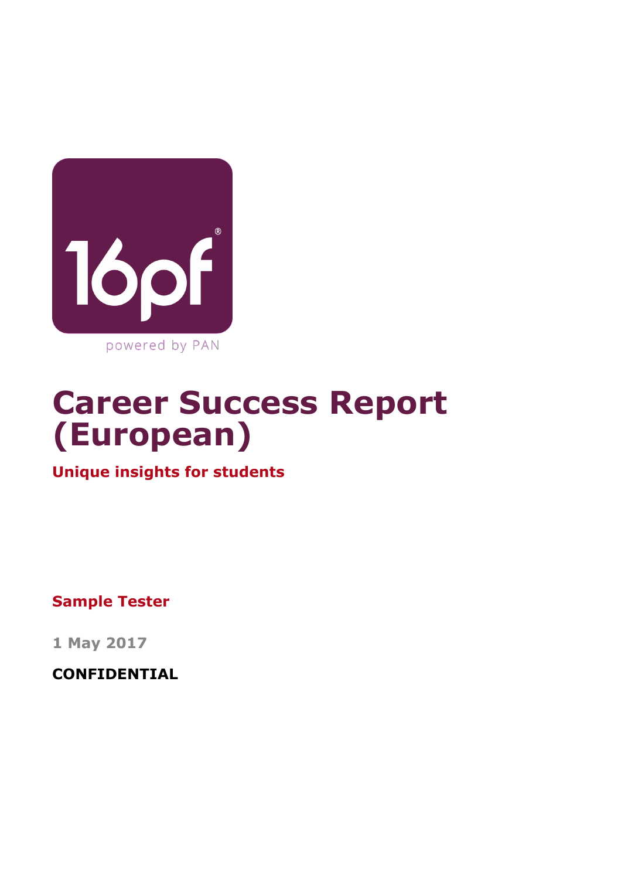16pf®

powered by PAN

# Career Success Report (European)

**Unique insights for students**

**Sample Tester**

**1 May 2017**

**CONFIDENTIAL**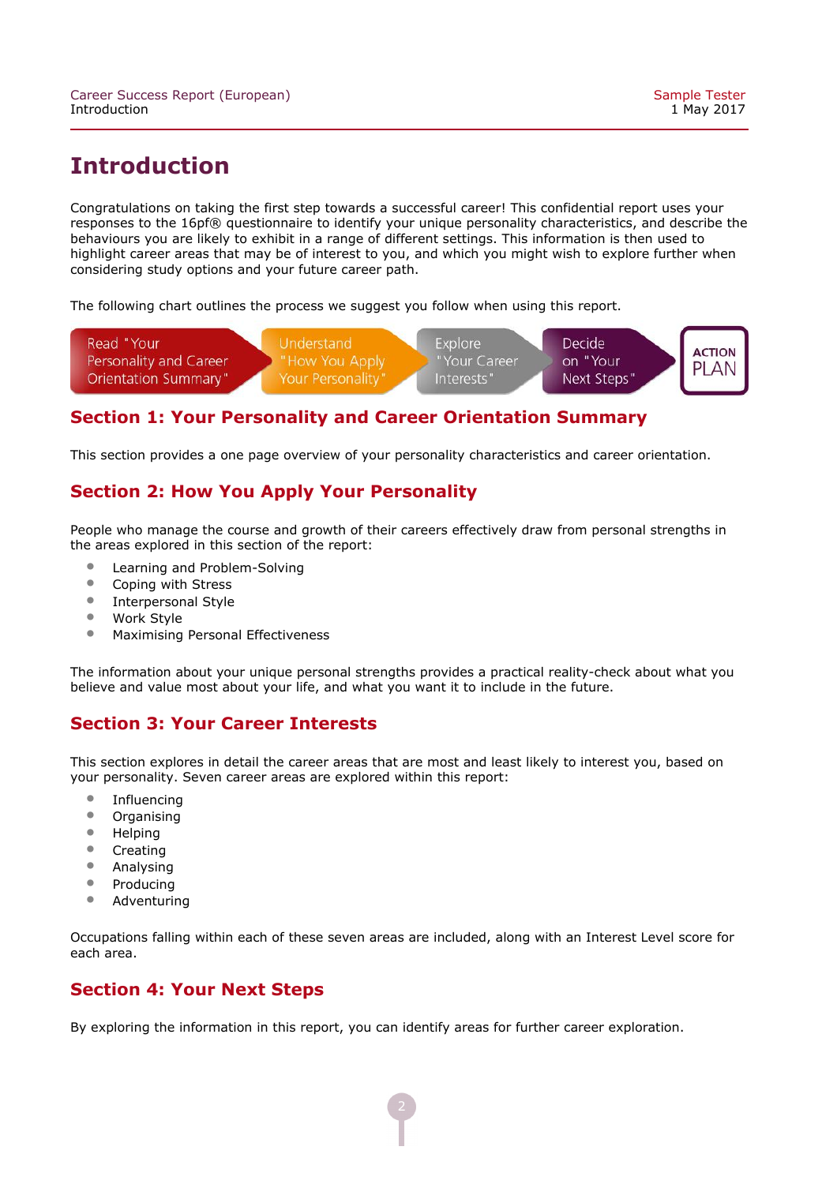# Introduction

Congratulations on taking the first step towards a successful career! This confidential report uses your responses to the 16pf® questionnaire to identify your unique personality characteristics, and describe the behaviours you are likely to exhibit in a range of different settings. This information is then used to highlight career areas that may be of interest to you, and which you might wish to explore further when considering study options and your future career path.

The following chart outlines the process we suggest you follow when using this report.

Read "Your Personality and Career Orientation Summary" → Understand "How You Apply Your Personality" → Explore "Your Career Interests" → Decide on "Your Next Steps" → ACTION PLAN

## Section 1: Your Personality and Career Orientation Summary

This section provides a one page overview of your personality characteristics and career orientation.

## Section 2: How You Apply Your Personality

People who manage the course and growth of their careers effectively draw from personal strengths in the areas explored in this section of the report:

- Learning and Problem-Solving
- Coping with Stress
- Interpersonal Style
- Work Style
- Maximising Personal Effectiveness

The information about your unique personal strengths provides a practical reality-check about what you believe and value most about your life, and what you want it to include in the future.

## Section 3: Your Career Interests

This section explores in detail the career areas that are most and least likely to interest you, based on your personality. Seven career areas are explored within this report:

- Influencing
- Organising
- Helping
- Creating
- Analysing
- Producing
- Adventuring

Occupations falling within each of these seven areas are included, along with an Interest Level score for each area.

## Section 4: Your Next Steps

By exploring the information in this report, you can identify areas for further career exploration.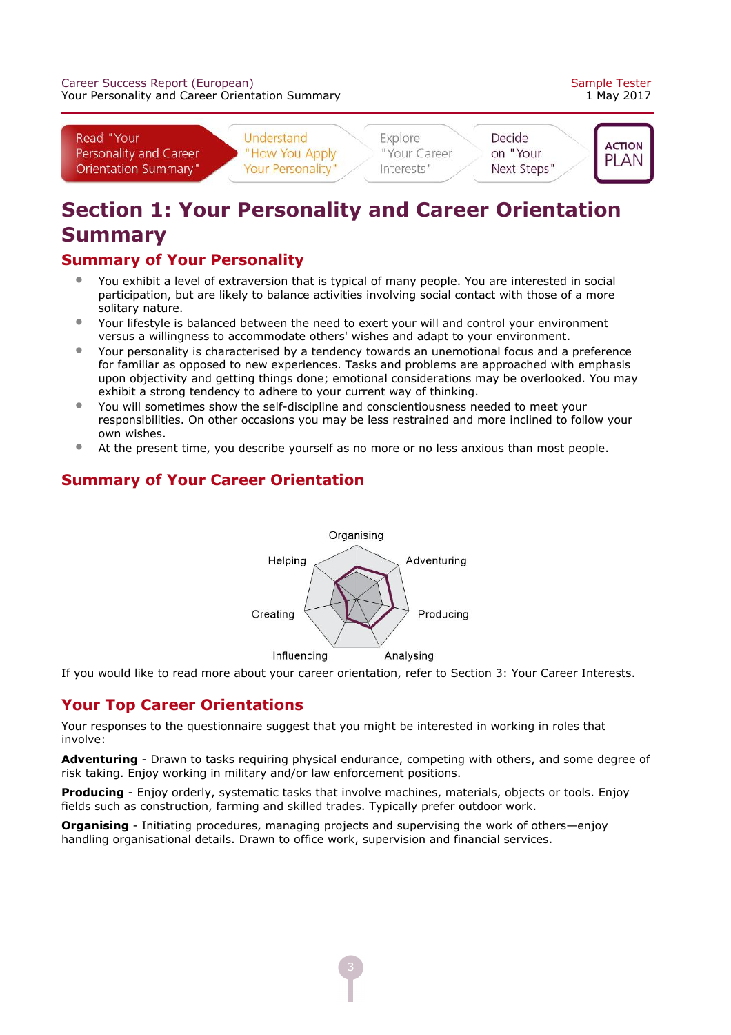Read "Your Personality and Career Orientation Summary" | Understand "How You Apply Your Personality" | Explore "Your Career Interests" | Decide on "Your Next Steps" | ACTION PLAN

# Section 1: Your Personality and Career Orientation Summary

## Summary of Your Personality

- You exhibit a level of extraversion that is typical of many people. You are interested in social participation, but are likely to balance activities involving social contact with those of a more solitary nature.
- Your lifestyle is balanced between the need to exert your will and control your environment versus a willingness to accommodate others' wishes and adapt to your environment.
- Your personality is characterised by a tendency towards an unemotional focus and a preference for familiar as opposed to new experiences. Tasks and problems are approached with emphasis upon objectivity and getting things done; emotional considerations may be overlooked. You may exhibit a strong tendency to adhere to your current way of thinking.
- You will sometimes show the self-discipline and conscientiousness needed to meet your responsibilities. On other occasions you may be less restrained and more inclined to follow your own wishes.
- At the present time, you describe yourself as no more or no less anxious than most people.

## Summary of Your Career Orientation

Organising
Helping
Adventuring
Creating
Producing
Influencing
Analysing

If you would like to read more about your career orientation, refer to Section 3: Your Career Interests.

## Your Top Career Orientations

Your responses to the questionnaire suggest that you might be interested in working in roles that involve:

**Adventuring** - Drawn to tasks requiring physical endurance, competing with others, and some degree of risk taking. Enjoy working in military and/or law enforcement positions.

**Producing** - Enjoy orderly, systematic tasks that involve machines, materials, objects or tools. Enjoy fields such as construction, farming and skilled trades. Typically prefer outdoor work.

**Organising** - Initiating procedures, managing projects and supervising the work of others—enjoy handling organisational details. Drawn to office work, supervision and financial services.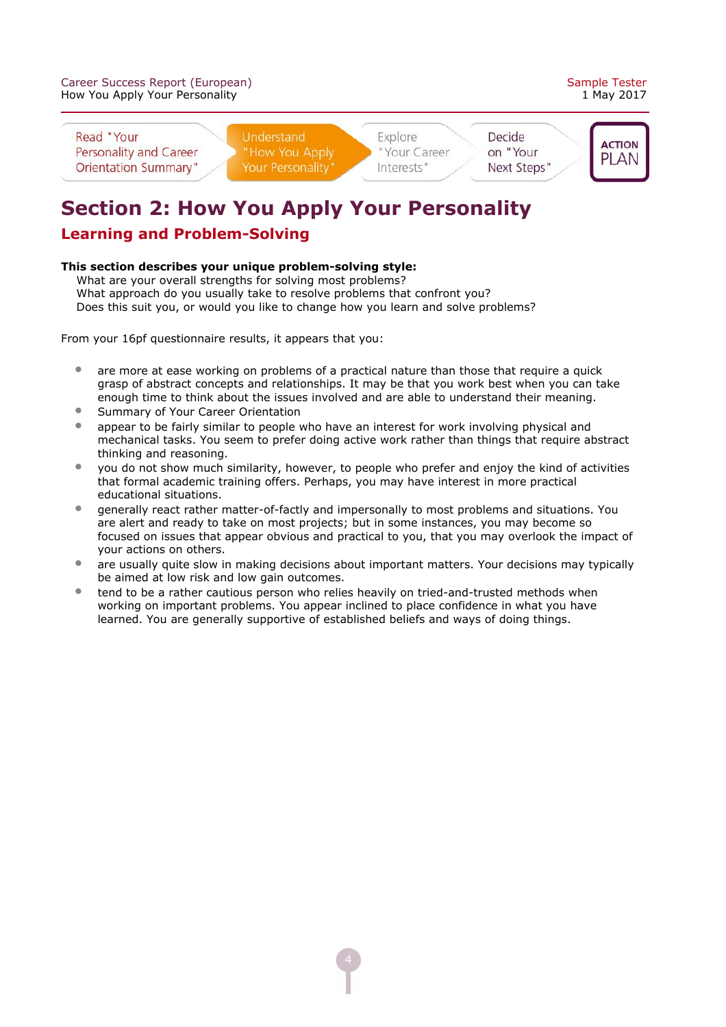Read "Your Personality and Career Orientation Summary" | Understand "How You Apply Your Personality" | Explore "Your Career Interests" | Decide on "Your Next Steps" | ACTION PLAN

# Section 2: How You Apply Your Personality

## Learning and Problem-Solving

**This section describes your unique problem-solving style:**

What are your overall strengths for solving most problems?
What approach do you usually take to resolve problems that confront you?
Does this suit you, or would you like to change how you learn and solve problems?

From your 16pf questionnaire results, it appears that you:

- are more at ease working on problems of a practical nature than those that require a quick grasp of abstract concepts and relationships. It may be that you work best when you can take enough time to think about the issues involved and are able to understand their meaning.
- Summary of Your Career Orientation
- appear to be fairly similar to people who have an interest for work involving physical and mechanical tasks. You seem to prefer doing active work rather than things that require abstract thinking and reasoning.
- you do not show much similarity, however, to people who prefer and enjoy the kind of activities that formal academic training offers. Perhaps, you may have interest in more practical educational situations.
- generally react rather matter-of-factly and impersonally to most problems and situations. You are alert and ready to take on most projects; but in some instances, you may become so focused on issues that appear obvious and practical to you, that you may overlook the impact of your actions on others.
- are usually quite slow in making decisions about important matters. Your decisions may typically be aimed at low risk and low gain outcomes.
- tend to be a rather cautious person who relies heavily on tried-and-trusted methods when working on important problems. You appear inclined to place confidence in what you have learned. You are generally supportive of established beliefs and ways of doing things.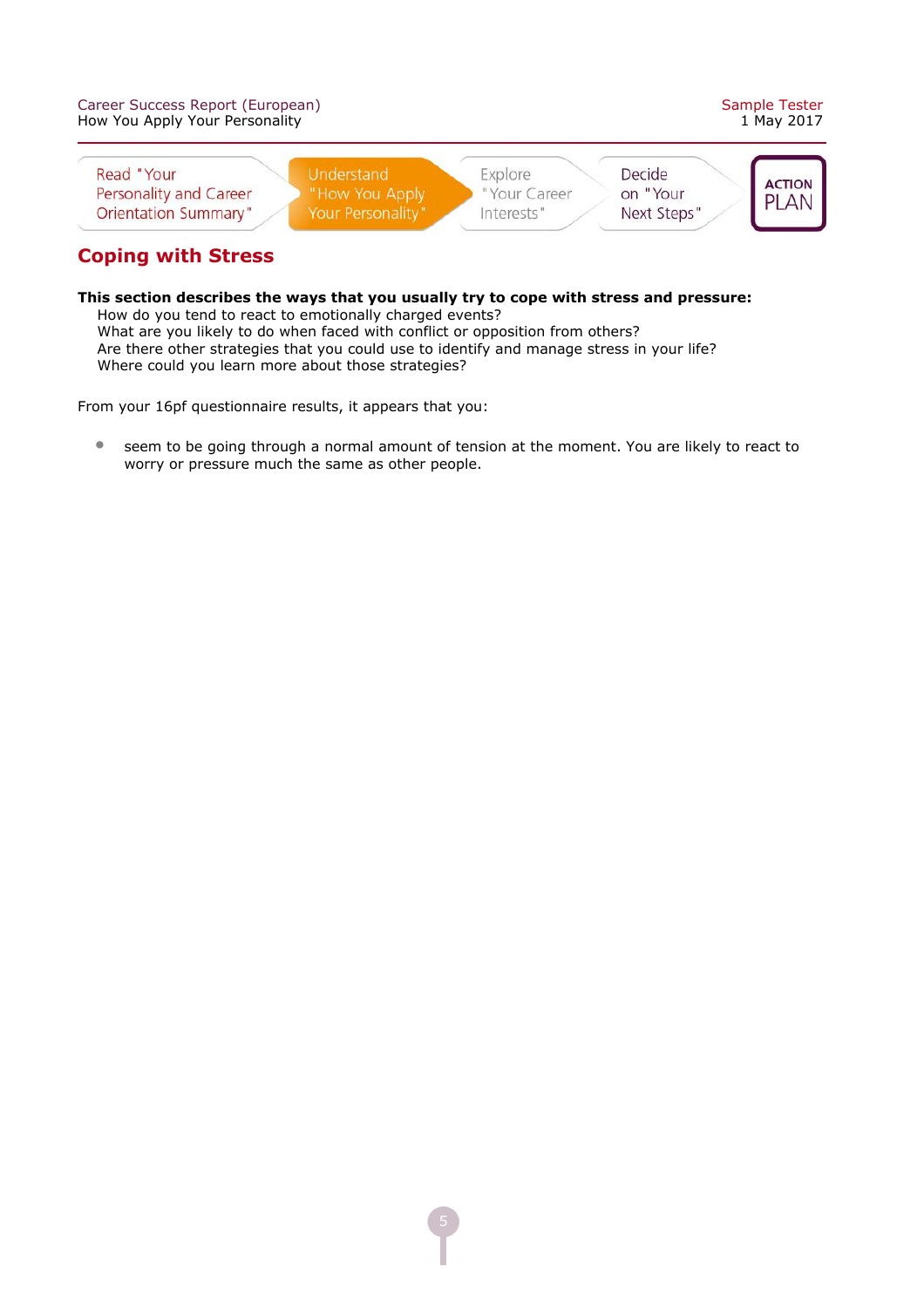## Coping with Stress

**This section describes the ways that you usually try to cope with stress and pressure:**

How do you tend to react to emotionally charged events?
What are you likely to do when faced with conflict or opposition from others?
Are there other strategies that you could use to identify and manage stress in your life?
Where could you learn more about those strategies?

From your 16pf questionnaire results, it appears that you:

- seem to be going through a normal amount of tension at the moment. You are likely to react to worry or pressure much the same as other people.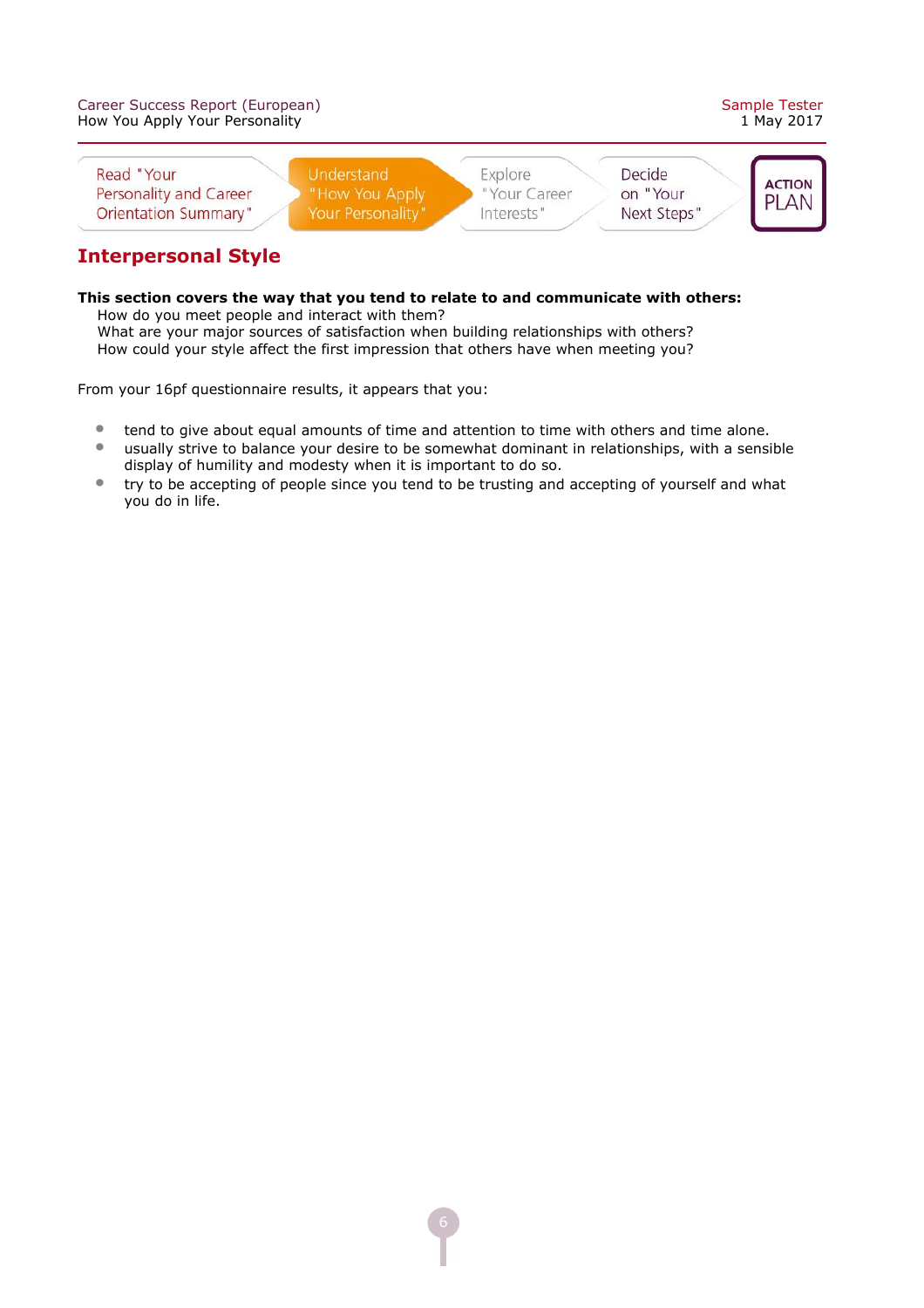## Interpersonal Style

**This section covers the way that you tend to relate to and communicate with others:**

How do you meet people and interact with them?
What are your major sources of satisfaction when building relationships with others?
How could your style affect the first impression that others have when meeting you?

From your 16pf questionnaire results, it appears that you:

- tend to give about equal amounts of time and attention to time with others and time alone.
- usually strive to balance your desire to be somewhat dominant in relationships, with a sensible display of humility and modesty when it is important to do so.
- try to be accepting of people since you tend to be trusting and accepting of yourself and what you do in life.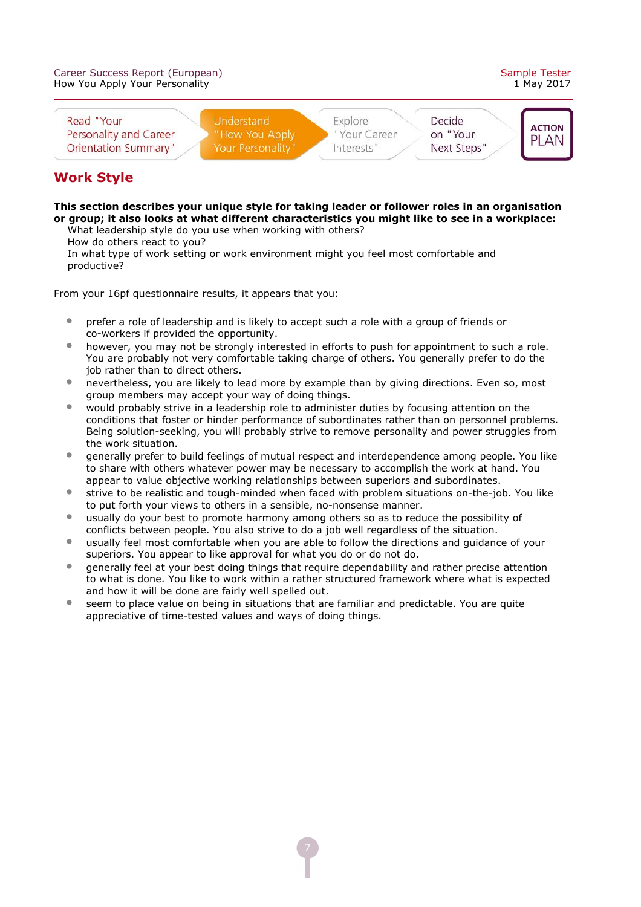## Work Style

**This section describes your unique style for taking leader or follower roles in an organisation or group; it also looks at what different characteristics you might like to see in a workplace:**

What leadership style do you use when working with others?
How do others react to you?
In what type of work setting or work environment might you feel most comfortable and productive?

From your 16pf questionnaire results, it appears that you:

- prefer a role of leadership and is likely to accept such a role with a group of friends or co-workers if provided the opportunity.
- however, you may not be strongly interested in efforts to push for appointment to such a role. You are probably not very comfortable taking charge of others. You generally prefer to do the job rather than to direct others.
- nevertheless, you are likely to lead more by example than by giving directions. Even so, most group members may accept your way of doing things.
- would probably strive in a leadership role to administer duties by focusing attention on the conditions that foster or hinder performance of subordinates rather than on personnel problems. Being solution-seeking, you will probably strive to remove personality and power struggles from the work situation.
- generally prefer to build feelings of mutual respect and interdependence among people. You like to share with others whatever power may be necessary to accomplish the work at hand. You appear to value objective working relationships between superiors and subordinates.
- strive to be realistic and tough-minded when faced with problem situations on-the-job. You like to put forth your views to others in a sensible, no-nonsense manner.
- usually do your best to promote harmony among others so as to reduce the possibility of conflicts between people. You also strive to do a job well regardless of the situation.
- usually feel most comfortable when you are able to follow the directions and guidance of your superiors. You appear to like approval for what you do or do not do.
- generally feel at your best doing things that require dependability and rather precise attention to what is done. You like to work within a rather structured framework where what is expected and how it will be done are fairly well spelled out.
- seem to place value on being in situations that are familiar and predictable. You are quite appreciative of time-tested values and ways of doing things.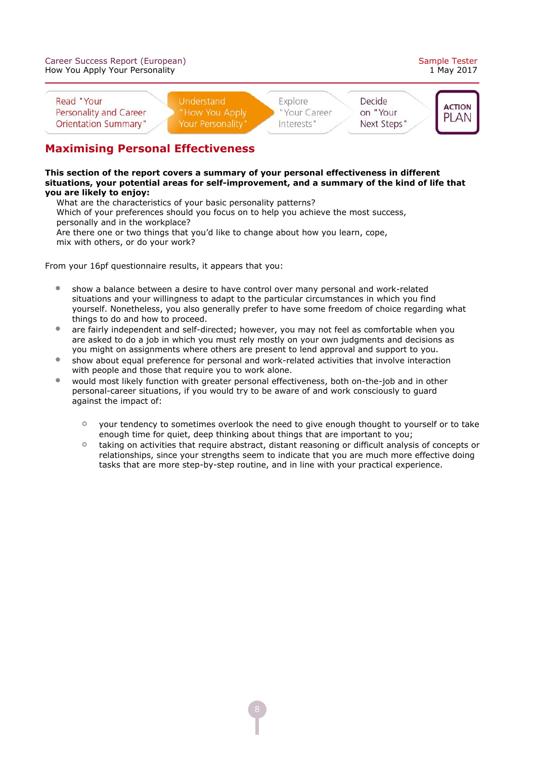Read "Your Personality and Career Orientation Summary" | Understand "How You Apply Your Personality" | Explore "Your Career Interests" | Decide on "Your Next Steps" | ACTION PLAN

## Maximising Personal Effectiveness

**This section of the report covers a summary of your personal effectiveness in different situations, your potential areas for self-improvement, and a summary of the kind of life that you are likely to enjoy:**

What are the characteristics of your basic personality patterns?
Which of your preferences should you focus on to help you achieve the most success, personally and in the workplace?
Are there one or two things that you'd like to change about how you learn, cope, mix with others, or do your work?

From your 16pf questionnaire results, it appears that you:

- show a balance between a desire to have control over many personal and work-related situations and your willingness to adapt to the particular circumstances in which you find yourself. Nonetheless, you also generally prefer to have some freedom of choice regarding what things to do and how to proceed.
- are fairly independent and self-directed; however, you may not feel as comfortable when you are asked to do a job in which you must rely mostly on your own judgments and decisions as you might on assignments where others are present to lend approval and support to you.
- show about equal preference for personal and work-related activities that involve interaction with people and those that require you to work alone.
- would most likely function with greater personal effectiveness, both on-the-job and in other personal-career situations, if you would try to be aware of and work consciously to guard against the impact of:
  - your tendency to sometimes overlook the need to give enough thought to yourself or to take enough time for quiet, deep thinking about things that are important to you;
  - taking on activities that require abstract, distant reasoning or difficult analysis of concepts or relationships, since your strengths seem to indicate that you are much more effective doing tasks that are more step-by-step routine, and in line with your practical experience.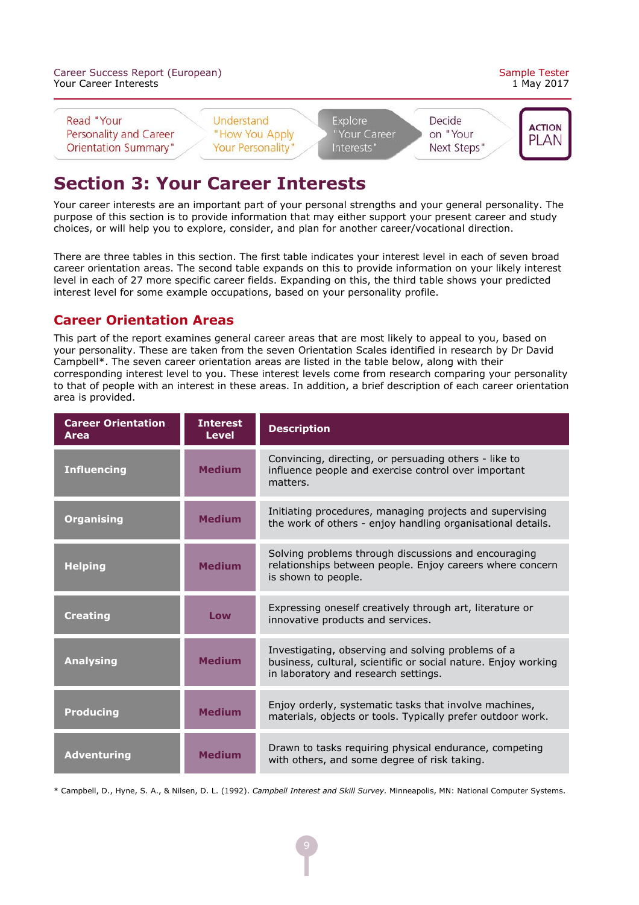Read "Your Personality and Career Orientation Summary" → Understand "How You Apply Your Personality" → Explore "Your Career Interests" → Decide on "Your Next Steps" → ACTION PLAN

# Section 3: Your Career Interests

Your career interests are an important part of your personal strengths and your general personality. The purpose of this section is to provide information that may either support your present career and study choices, or will help you to explore, consider, and plan for another career/vocational direction.

There are three tables in this section. The first table indicates your interest level in each of seven broad career orientation areas. The second table expands on this to provide information on your likely interest level in each of 27 more specific career fields. Expanding on this, the third table shows your predicted interest level for some example occupations, based on your personality profile.

## Career Orientation Areas

This part of the report examines general career areas that are most likely to appeal to you, based on your personality. These are taken from the seven Orientation Scales identified in research by Dr David Campbell*. The seven career orientation areas are listed in the table below, along with their corresponding interest level to you. These interest levels come from research comparing your personality to that of people with an interest in these areas. In addition, a brief description of each career orientation area is provided.

| Career Orientation Area | Interest Level | Description |
|---|---|---|
| **Influencing** | **Medium** | Convincing, directing, or persuading others - like to influence people and exercise control over important matters. |
| **Organising** | **Medium** | Initiating procedures, managing projects and supervising the work of others - enjoy handling organisational details. |
| **Helping** | **Medium** | Solving problems through discussions and encouraging relationships between people. Enjoy careers where concern is shown to people. |
| **Creating** | **Low** | Expressing oneself creatively through art, literature or innovative products and services. |
| **Analysing** | **Medium** | Investigating, observing and solving problems of a business, cultural, scientific or social nature. Enjoy working in laboratory and research settings. |
| **Producing** | **Medium** | Enjoy orderly, systematic tasks that involve machines, materials, objects or tools. Typically prefer outdoor work. |
| **Adventuring** | **Medium** | Drawn to tasks requiring physical endurance, competing with others, and some degree of risk taking. |

* Campbell, D., Hyne, S. A., & Nilsen, D. L. (1992). *Campbell Interest and Skill Survey*. Minneapolis, MN: National Computer Systems.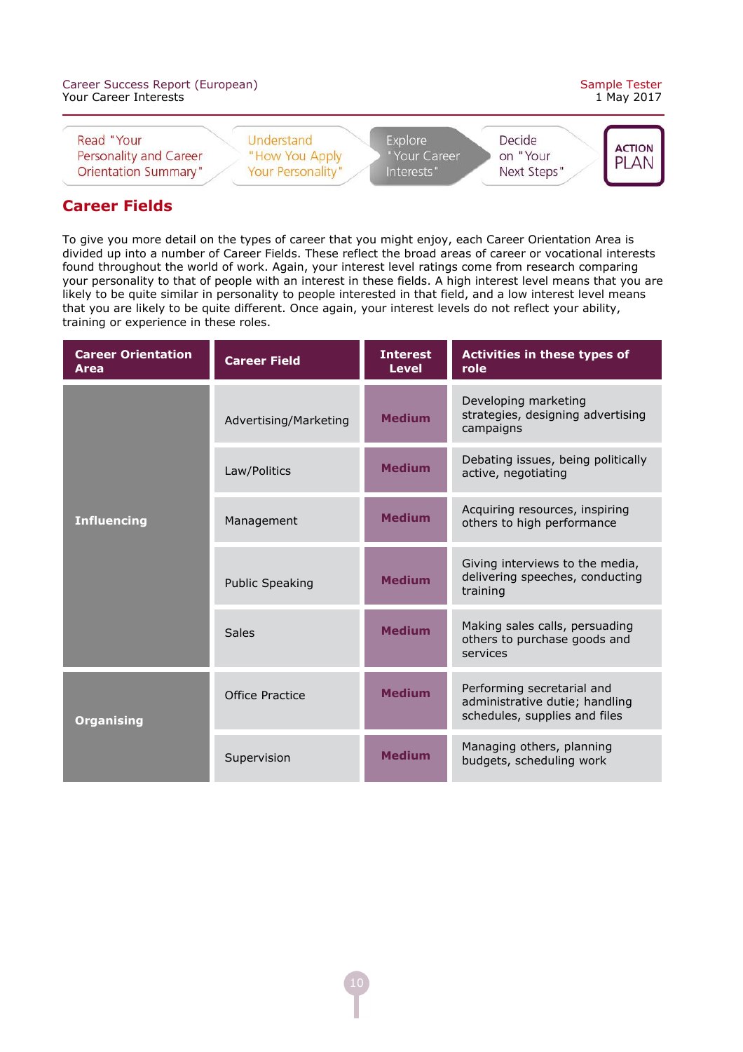Read "Your Personality and Career Orientation Summary" | Understand "How You Apply Your Personality" | Explore "Your Career Interests" | Decide on "Your Next Steps" | ACTION PLAN

## Career Fields

To give you more detail on the types of career that you might enjoy, each Career Orientation Area is divided up into a number of Career Fields. These reflect the broad areas of career or vocational interests found throughout the world of work. Again, your interest level ratings come from research comparing your personality to that of people with an interest in these fields. A high interest level means that you are likely to be quite similar in personality to people interested in that field, and a low interest level means that you are likely to be quite different. Once again, your interest levels do not reflect your ability, training or experience in these roles.

| Career Orientation Area | Career Field | Interest Level | Activities in these types of role |
|---|---|---|---|
| **Influencing** | Advertising/Marketing | **Medium** | Developing marketing strategies, designing advertising campaigns |
| | Law/Politics | **Medium** | Debating issues, being politically active, negotiating |
| | Management | **Medium** | Acquiring resources, inspiring others to high performance |
| | Public Speaking | **Medium** | Giving interviews to the media, delivering speeches, conducting training |
| | Sales | **Medium** | Making sales calls, persuading others to purchase goods and services |
| **Organising** | Office Practice | **Medium** | Performing secretarial and administrative dutie; handling schedules, supplies and files |
| | Supervision | **Medium** | Managing others, planning budgets, scheduling work |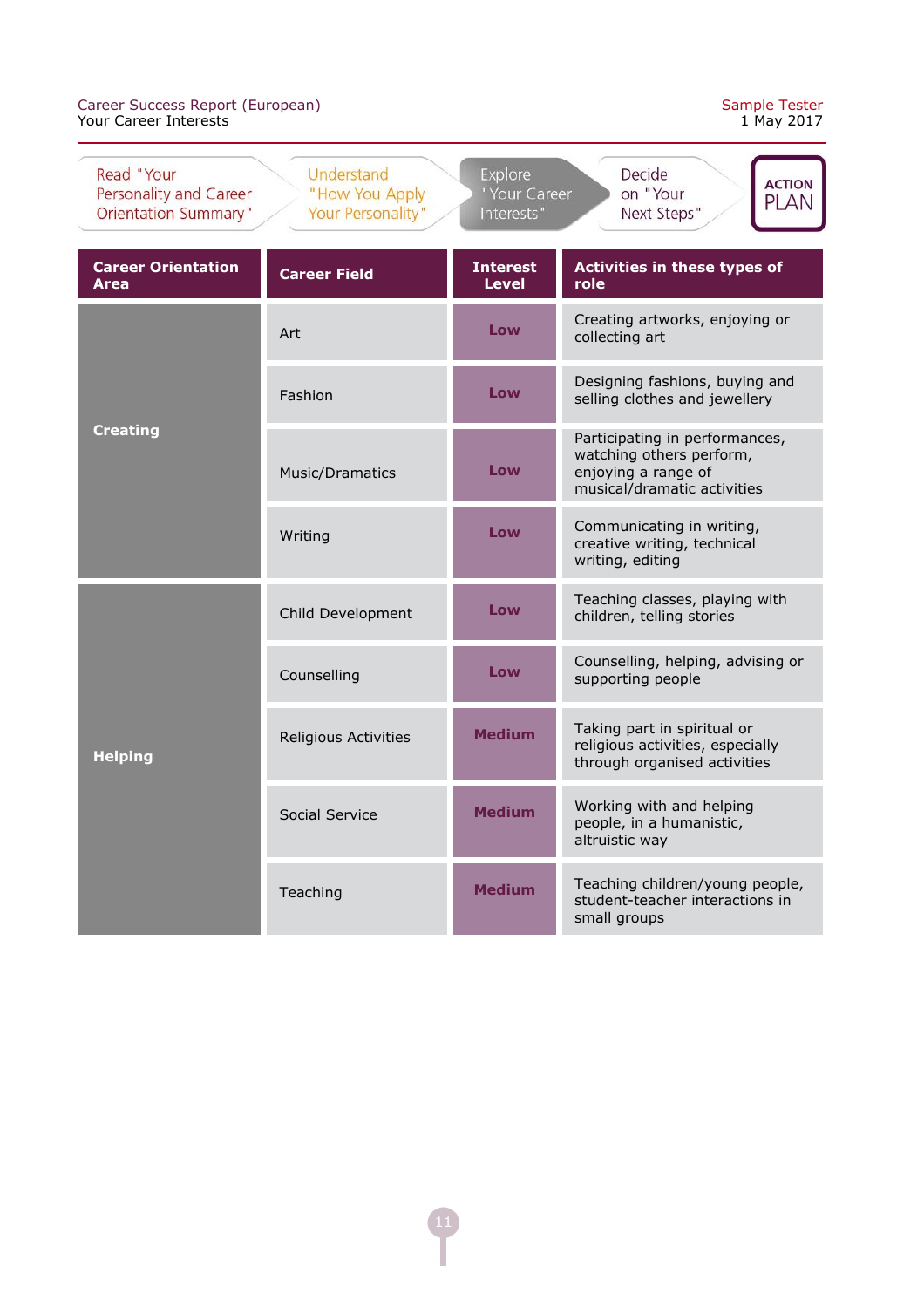Read "Your Personality and Career Orientation Summary" → Understand "How You Apply Your Personality" → Explore "Your Career Interests" → Decide on "Your Next Steps" → ACTION PLAN

| Career Orientation Area | Career Field | Interest Level | Activities in these types of role |
|---|---|---|---|
| **Creating** | Art | **Low** | Creating artworks, enjoying or collecting art |
| | Fashion | **Low** | Designing fashions, buying and selling clothes and jewellery |
| | Music/Dramatics | **Low** | Participating in performances, watching others perform, enjoying a range of musical/dramatic activities |
| | Writing | **Low** | Communicating in writing, creative writing, technical writing, editing |
| **Helping** | Child Development | **Low** | Teaching classes, playing with children, telling stories |
| | Counselling | **Low** | Counselling, helping, advising or supporting people |
| | Religious Activities | **Medium** | Taking part in spiritual or religious activities, especially through organised activities |
| | Social Service | **Medium** | Working with and helping people, in a humanistic, altruistic way |
| | Teaching | **Medium** | Teaching children/young people, student-teacher interactions in small groups |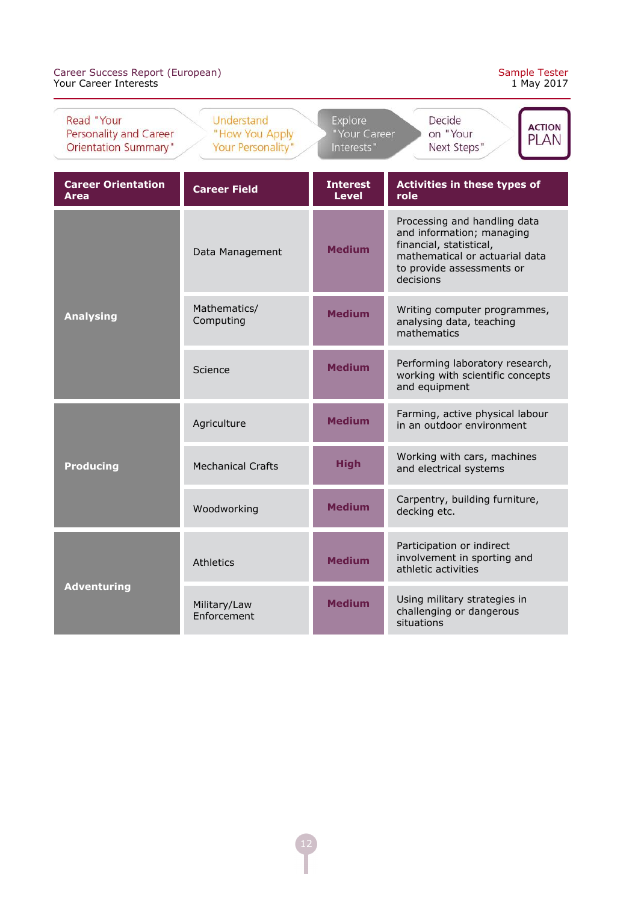Read "Your Personality and Career Orientation Summary" → Understand "How You Apply Your Personality" → Explore "Your Career Interests" → Decide on "Your Next Steps" → ACTION PLAN

| Career Orientation Area | Career Field | Interest Level | Activities in these types of role |
|---|---|---|---|
| Analysing | Data Management | Medium | Processing and handling data and information; managing financial, statistical, mathematical or actuarial data to provide assessments or decisions |
| | Mathematics/ Computing | Medium | Writing computer programmes, analysing data, teaching mathematics |
| | Science | Medium | Performing laboratory research, working with scientific concepts and equipment |
| Producing | Agriculture | Medium | Farming, active physical labour in an outdoor environment |
| | Mechanical Crafts | High | Working with cars, machines and electrical systems |
| | Woodworking | Medium | Carpentry, building furniture, decking etc. |
| Adventuring | Athletics | Medium | Participation or indirect involvement in sporting and athletic activities |
| | Military/Law Enforcement | Medium | Using military strategies in challenging or dangerous situations |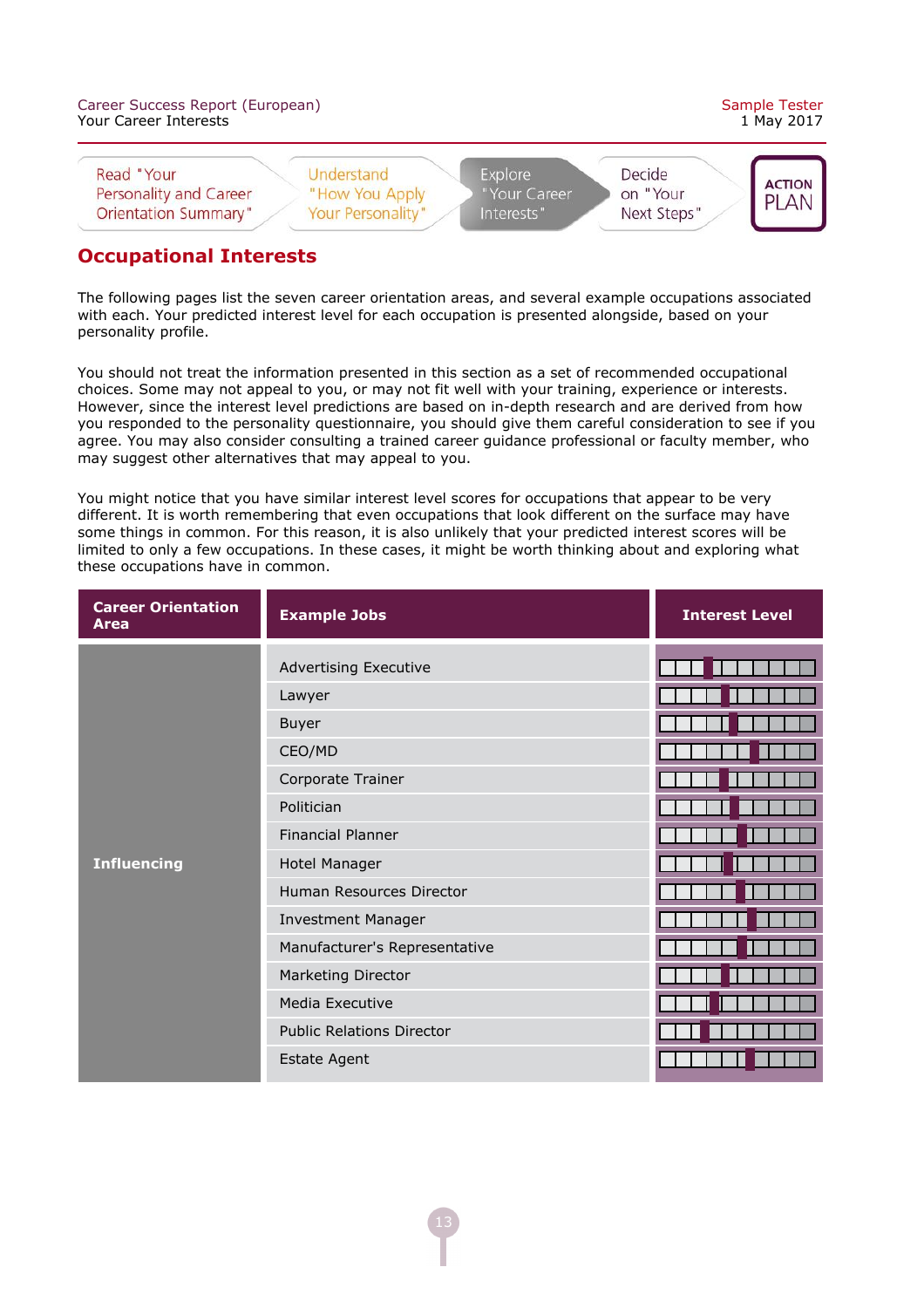## Occupational Interests

The following pages list the seven career orientation areas, and several example occupations associated with each. Your predicted interest level for each occupation is presented alongside, based on your personality profile.

You should not treat the information presented in this section as a set of recommended occupational choices. Some may not appeal to you, or may not fit well with your training, experience or interests. However, since the interest level predictions are based on in-depth research and are derived from how you responded to the personality questionnaire, you should give them careful consideration to see if you agree. You may also consider consulting a trained career guidance professional or faculty member, who may suggest other alternatives that may appeal to you.

You might notice that you have similar interest level scores for occupations that appear to be very different. It is worth remembering that even occupations that look different on the surface may have some things in common. For this reason, it is also unlikely that your predicted interest scores will be limited to only a few occupations. In these cases, it might be worth thinking about and exploring what these occupations have in common.

| Career Orientation Area | Example Jobs | Interest Level |
|---|---|---|
| Influencing | Advertising Executive | |
| | Lawyer | |
| | Buyer | |
| | CEO/MD | |
| | Corporate Trainer | |
| | Politician | |
| | Financial Planner | |
| | Hotel Manager | |
| | Human Resources Director | |
| | Investment Manager | |
| | Manufacturer's Representative | |
| | Marketing Director | |
| | Media Executive | |
| | Public Relations Director | |
| | Estate Agent | |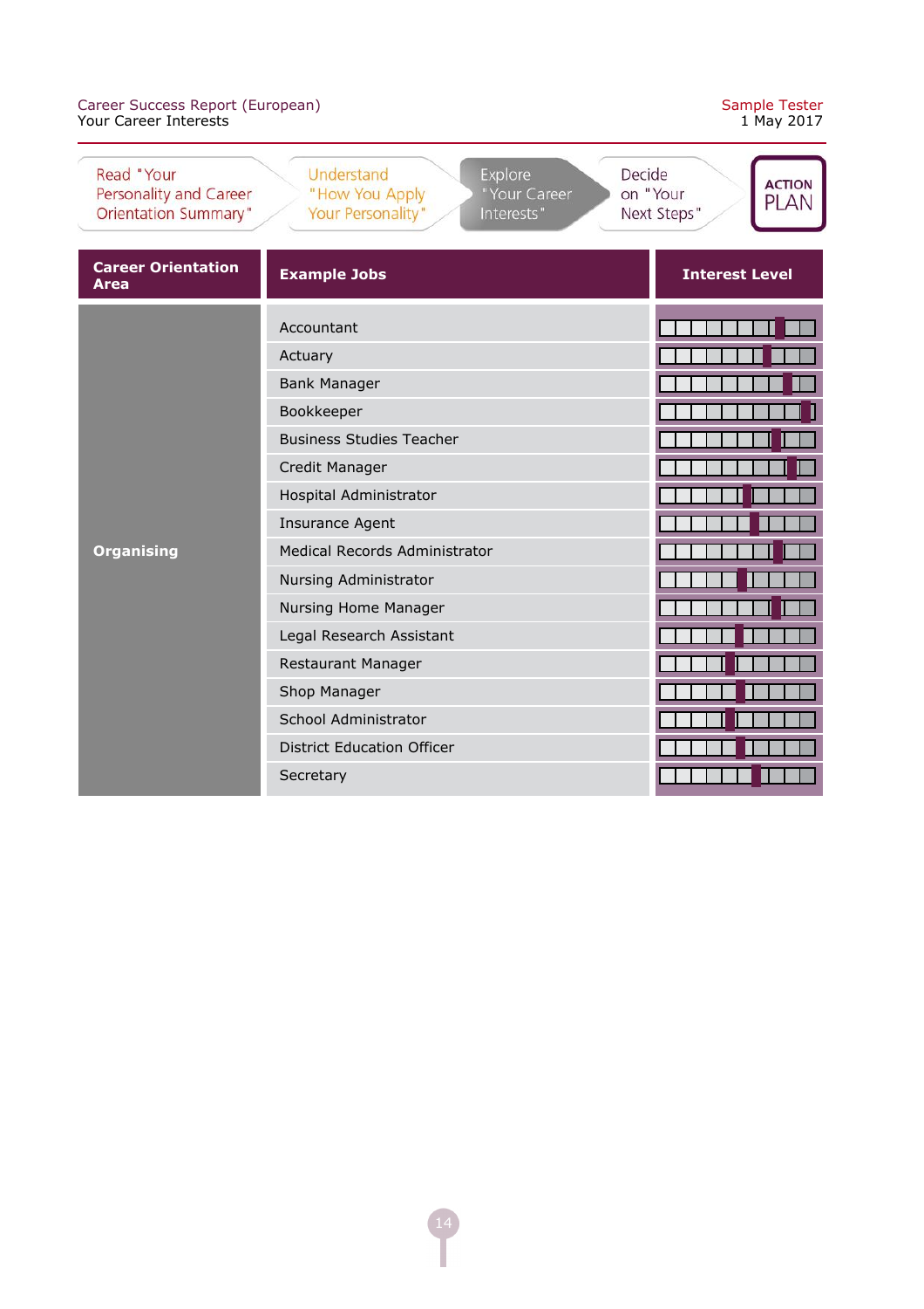Read "Your Personality and Career Orientation Summary" | Understand "How You Apply Your Personality" | Explore "Your Career Interests" | Decide on "Your Next Steps" | ACTION PLAN

| Career Orientation Area | Example Jobs | Interest Level |
|---|---|---|
| Organising | Accountant | |
| | Actuary | |
| | Bank Manager | |
| | Bookkeeper | |
| | Business Studies Teacher | |
| | Credit Manager | |
| | Hospital Administrator | |
| | Insurance Agent | |
| | Medical Records Administrator | |
| | Nursing Administrator | |
| | Nursing Home Manager | |
| | Legal Research Assistant | |
| | Restaurant Manager | |
| | Shop Manager | |
| | School Administrator | |
| | District Education Officer | |
| | Secretary | |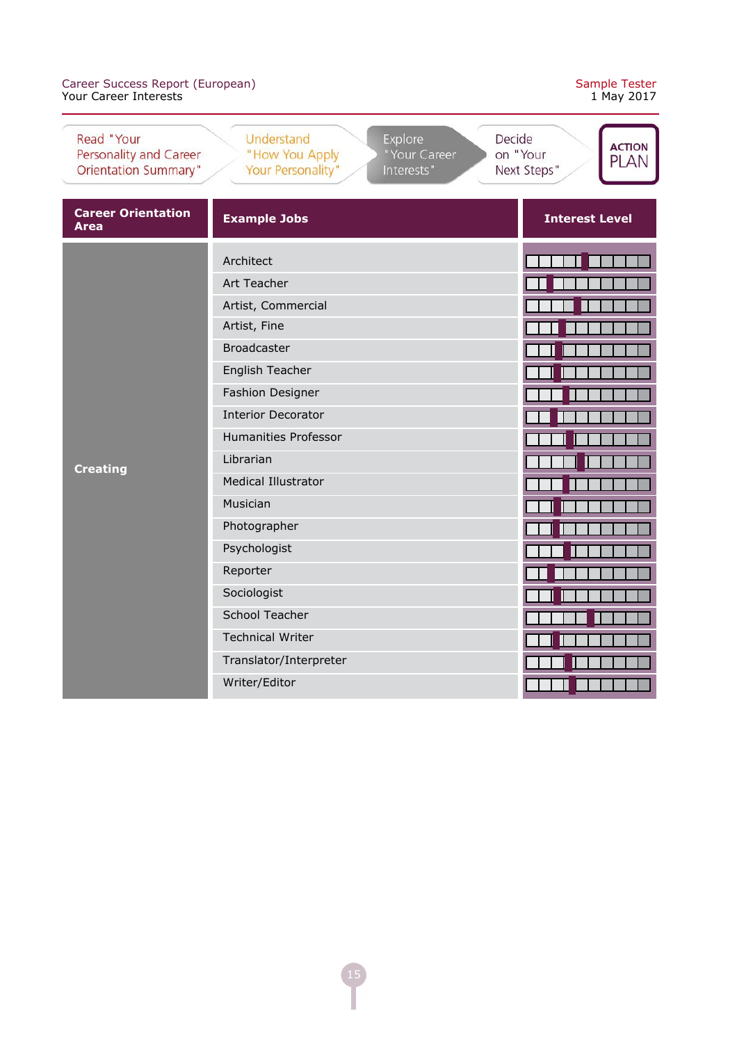Read "Your Personality and Career Orientation Summary" | Understand "How You Apply Your Personality" | Explore "Your Career Interests" | Decide on "Your Next Steps" | ACTION PLAN

| Career Orientation Area | Example Jobs | Interest Level |
|---|---|---|
| Creating | Architect | |
| | Art Teacher | |
| | Artist, Commercial | |
| | Artist, Fine | |
| | Broadcaster | |
| | English Teacher | |
| | Fashion Designer | |
| | Interior Decorator | |
| | Humanities Professor | |
| | Librarian | |
| | Medical Illustrator | |
| | Musician | |
| | Photographer | |
| | Psychologist | |
| | Reporter | |
| | Sociologist | |
| | School Teacher | |
| | Technical Writer | |
| | Translator/Interpreter | |
| | Writer/Editor | |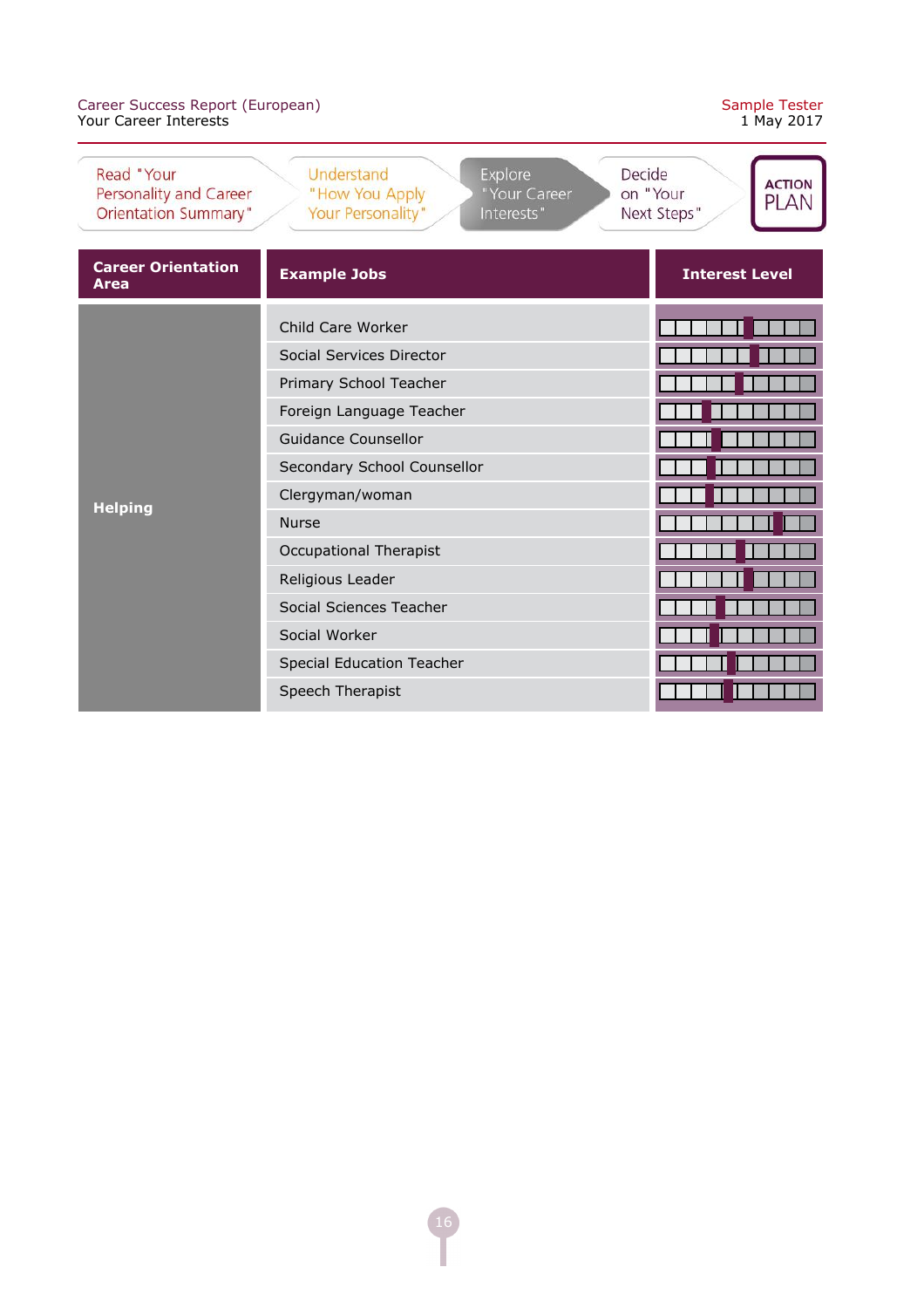Read "Your Personality and Career Orientation Summary" | Understand "How You Apply Your Personality" | Explore "Your Career Interests" | Decide on "Your Next Steps" | ACTION PLAN

| Career Orientation Area | Example Jobs | Interest Level |
| --- | --- | --- |
| Helping | Child Care Worker | |
| | Social Services Director | |
| | Primary School Teacher | |
| | Foreign Language Teacher | |
| | Guidance Counsellor | |
| | Secondary School Counsellor | |
| | Clergyman/woman | |
| | Nurse | |
| | Occupational Therapist | |
| | Religious Leader | |
| | Social Sciences Teacher | |
| | Social Worker | |
| | Special Education Teacher | |
| | Speech Therapist | |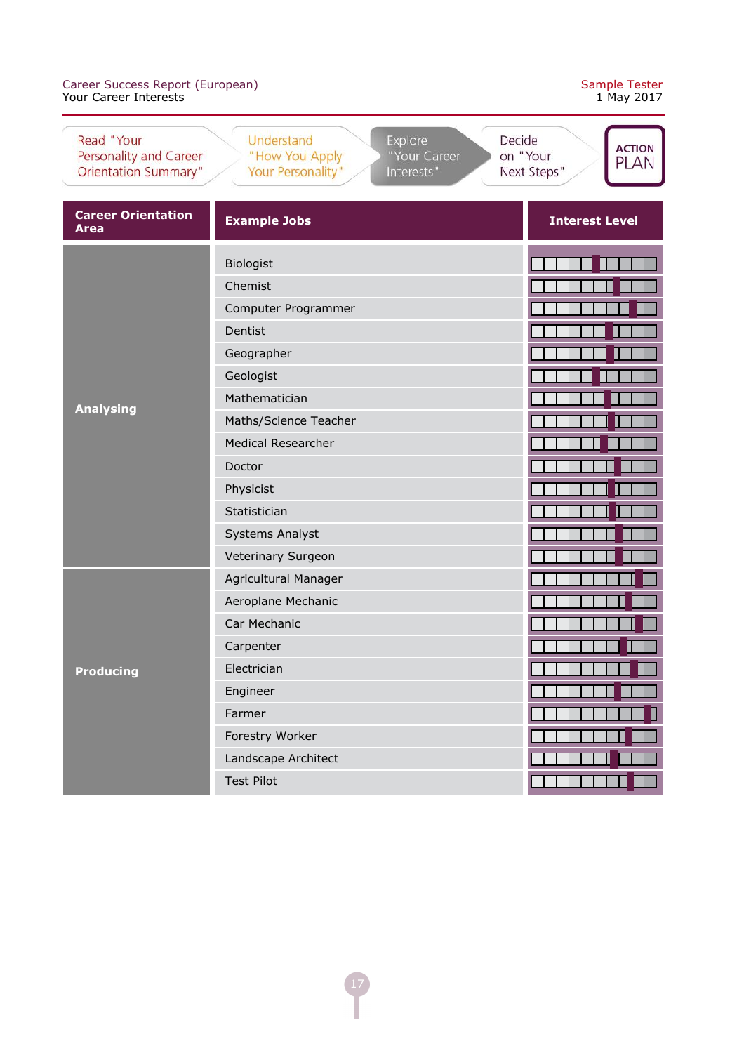Career Success Report (European)
Your Career Interests

Sample Tester
1 May 2017

Read "Your Personality and Career Orientation Summary" | Understand "How You Apply Your Personality" | Explore "Your Career Interests" | Decide on "Your Next Steps" | ACTION PLAN

| Career Orientation Area | Example Jobs | Interest Level |
|---|---|---|
| Analysing | Biologist | |
| | Chemist | |
| | Computer Programmer | |
| | Dentist | |
| | Geographer | |
| | Geologist | |
| | Mathematician | |
| | Maths/Science Teacher | |
| | Medical Researcher | |
| | Doctor | |
| | Physicist | |
| | Statistician | |
| | Systems Analyst | |
| | Veterinary Surgeon | |
| Producing | Agricultural Manager | |
| | Aeroplane Mechanic | |
| | Car Mechanic | |
| | Carpenter | |
| | Electrician | |
| | Engineer | |
| | Farmer | |
| | Forestry Worker | |
| | Landscape Architect | |
| | Test Pilot | |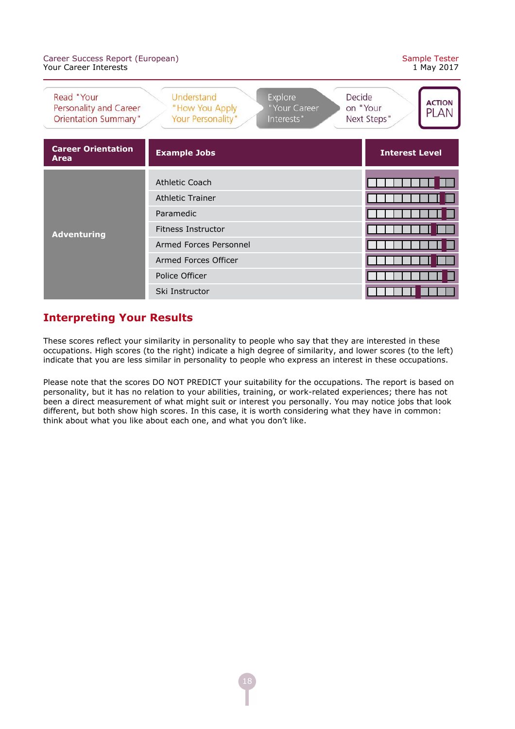Read "Your Personality and Career Orientation Summary" | Understand "How You Apply Your Personality" | Explore "Your Career Interests" | Decide on "Your Next Steps" | ACTION PLAN

| Career Orientation Area | Example Jobs | Interest Level |
|---|---|---|
| Adventuring | Athletic Coach | |
| | Athletic Trainer | |
| | Paramedic | |
| | Fitness Instructor | |
| | Armed Forces Personnel | |
| | Armed Forces Officer | |
| | Police Officer | |
| | Ski Instructor | |

## Interpreting Your Results

These scores reflect your similarity in personality to people who say that they are interested in these occupations. High scores (to the right) indicate a high degree of similarity, and lower scores (to the left) indicate that you are less similar in personality to people who express an interest in these occupations.

Please note that the scores DO NOT PREDICT your suitability for the occupations. The report is based on personality, but it has no relation to your abilities, training, or work-related experiences; there has not been a direct measurement of what might suit or interest you personally. You may notice jobs that look different, but both show high scores. In this case, it is worth considering what they have in common: think about what you like about each one, and what you don't like.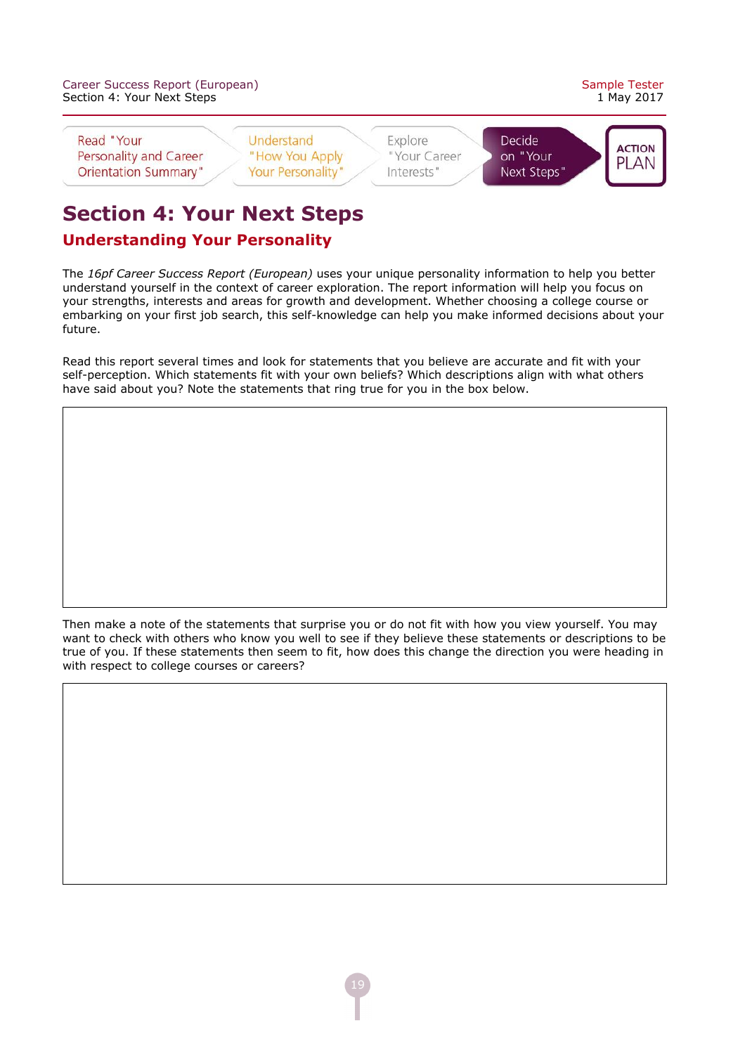Read "Your Personality and Career Orientation Summary" | Understand "How You Apply Your Personality" | Explore "Your Career Interests" | Decide on "Your Next Steps" | ACTION PLAN

# Section 4: Your Next Steps

## Understanding Your Personality

The *16pf Career Success Report (European)* uses your unique personality information to help you better understand yourself in the context of career exploration. The report information will help you focus on your strengths, interests and areas for growth and development. Whether choosing a college course or embarking on your first job search, this self-knowledge can help you make informed decisions about your future.

Read this report several times and look for statements that you believe are accurate and fit with your self-perception. Which statements fit with your own beliefs? Which descriptions align with what others have said about you? Note the statements that ring true for you in the box below.

Then make a note of the statements that surprise you or do not fit with how you view yourself. You may want to check with others who know you well to see if they believe these statements or descriptions to be true of you. If these statements then seem to fit, how does this change the direction you were heading in with respect to college courses or careers?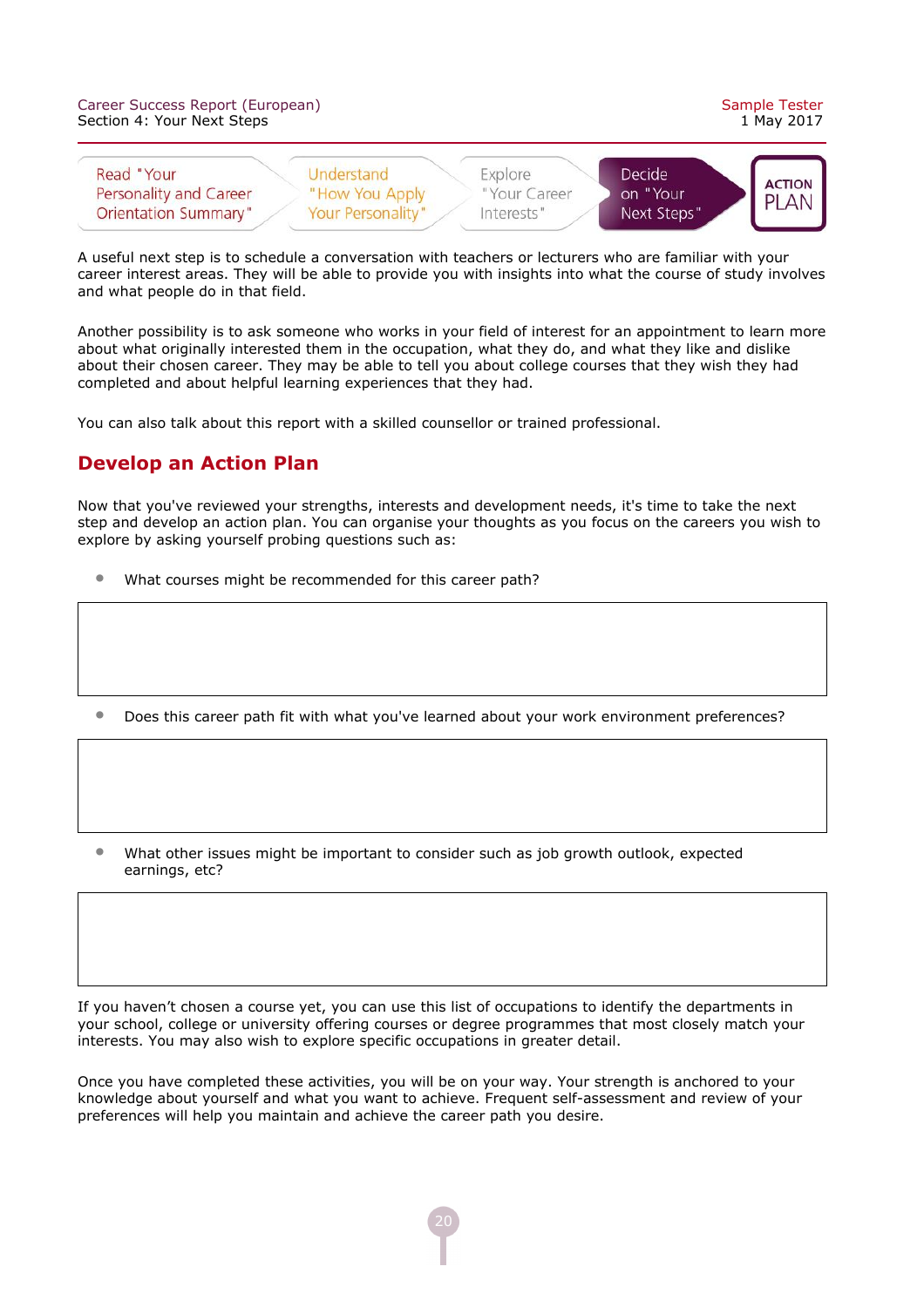Read "Your Personality and Career Orientation Summary" → Understand "How You Apply Your Personality" → Explore "Your Career Interests" → Decide on "Your Next Steps" → ACTION PLAN

A useful next step is to schedule a conversation with teachers or lecturers who are familiar with your career interest areas. They will be able to provide you with insights into what the course of study involves and what people do in that field.

Another possibility is to ask someone who works in your field of interest for an appointment to learn more about what originally interested them in the occupation, what they do, and what they like and dislike about their chosen career. They may be able to tell you about college courses that they wish they had completed and about helpful learning experiences that they had.

You can also talk about this report with a skilled counsellor or trained professional.

## Develop an Action Plan

Now that you've reviewed your strengths, interests and development needs, it's time to take the next step and develop an action plan. You can organise your thoughts as you focus on the careers you wish to explore by asking yourself probing questions such as:

- What courses might be recommended for this career path?

|   |
|---|
|   |

- Does this career path fit with what you've learned about your work environment preferences?

|   |
|---|
|   |

- What other issues might be important to consider such as job growth outlook, expected earnings, etc?

|   |
|---|
|   |

If you haven't chosen a course yet, you can use this list of occupations to identify the departments in your school, college or university offering courses or degree programmes that most closely match your interests. You may also wish to explore specific occupations in greater detail.

Once you have completed these activities, you will be on your way. Your strength is anchored to your knowledge about yourself and what you want to achieve. Frequent self-assessment and review of your preferences will help you maintain and achieve the career path you desire.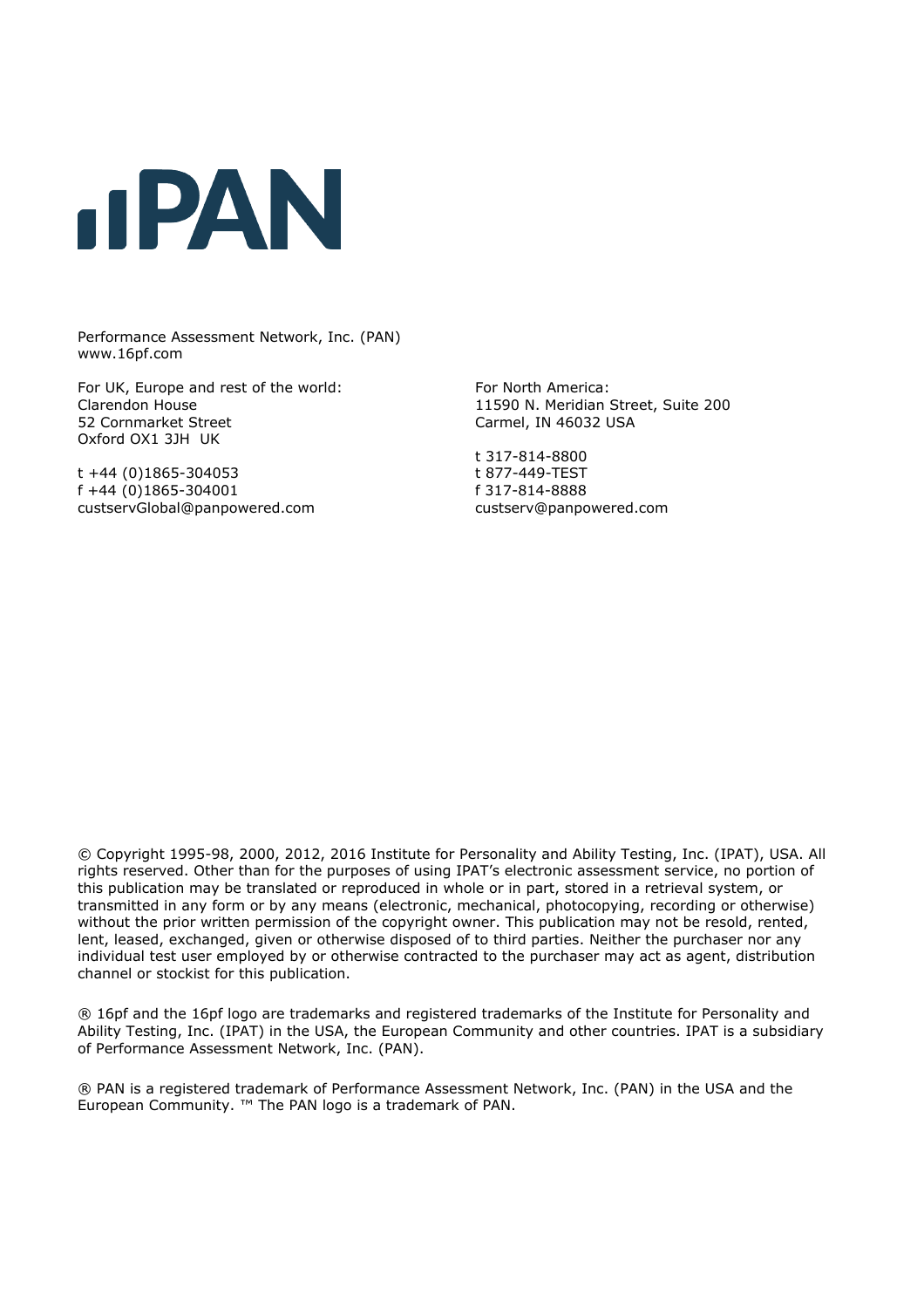PAN

Performance Assessment Network, Inc. (PAN)
www.16pf.com

For UK, Europe and rest of the world:
Clarendon House
52 Cornmarket Street
Oxford OX1 3JH UK

t +44 (0)1865-304053
f +44 (0)1865-304001
custservGlobal@panpowered.com

For North America:
11590 N. Meridian Street, Suite 200
Carmel, IN 46032 USA

t 317-814-8800
t 877-449-TEST
f 317-814-8888
custserv@panpowered.com

© Copyright 1995-98, 2000, 2012, 2016 Institute for Personality and Ability Testing, Inc. (IPAT), USA. All rights reserved. Other than for the purposes of using IPAT's electronic assessment service, no portion of this publication may be translated or reproduced in whole or in part, stored in a retrieval system, or transmitted in any form or by any means (electronic, mechanical, photocopying, recording or otherwise) without the prior written permission of the copyright owner. This publication may not be resold, rented, lent, leased, exchanged, given or otherwise disposed of to third parties. Neither the purchaser nor any individual test user employed by or otherwise contracted to the purchaser may act as agent, distribution channel or stockist for this publication.

® 16pf and the 16pf logo are trademarks and registered trademarks of the Institute for Personality and Ability Testing, Inc. (IPAT) in the USA, the European Community and other countries. IPAT is a subsidiary of Performance Assessment Network, Inc. (PAN).

® PAN is a registered trademark of Performance Assessment Network, Inc. (PAN) in the USA and the European Community. ™ The PAN logo is a trademark of PAN.